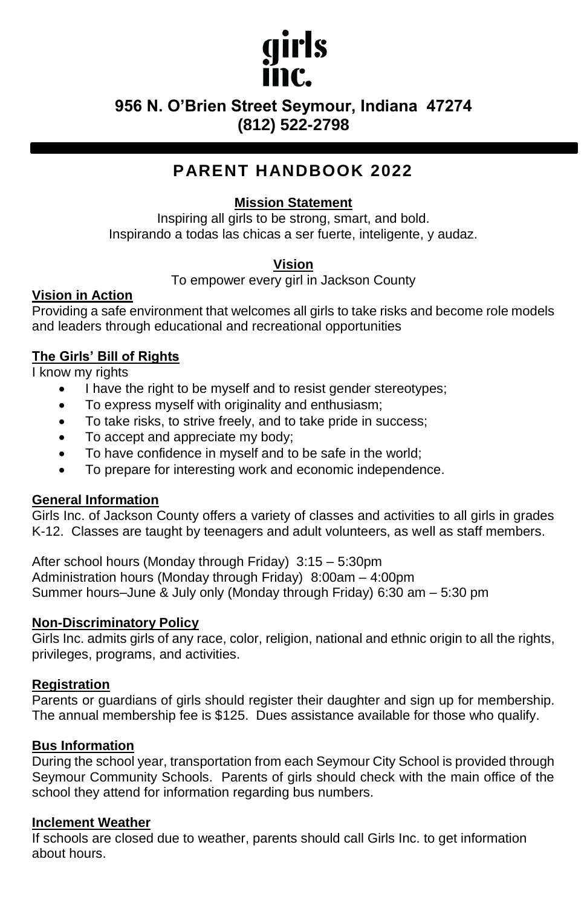# girls inc.

**956 N. O'Brien Street Seymour, Indiana 47274**
**(812) 522-2798**

## PARENT HANDBOOK 2022

### Mission Statement

Inspiring all girls to be strong, smart, and bold.
Inspirando a todas las chicas a ser fuerte, inteligente, y audaz.

### Vision

To empower every girl in Jackson County

### Vision in Action

Providing a safe environment that welcomes all girls to take risks and become role models and leaders through educational and recreational opportunities

### The Girls' Bill of Rights

I know my rights

- I have the right to be myself and to resist gender stereotypes;
- To express myself with originality and enthusiasm;
- To take risks, to strive freely, and to take pride in success;
- To accept and appreciate my body;
- To have confidence in myself and to be safe in the world;
- To prepare for interesting work and economic independence.

### General Information

Girls Inc. of Jackson County offers a variety of classes and activities to all girls in grades K-12. Classes are taught by teenagers and adult volunteers, as well as staff members.

After school hours (Monday through Friday) 3:15 – 5:30pm
Administration hours (Monday through Friday) 8:00am – 4:00pm
Summer hours–June & July only (Monday through Friday) 6:30 am – 5:30 pm

### Non-Discriminatory Policy

Girls Inc. admits girls of any race, color, religion, national and ethnic origin to all the rights, privileges, programs, and activities.

### Registration

Parents or guardians of girls should register their daughter and sign up for membership. The annual membership fee is $125. Dues assistance available for those who qualify.

### Bus Information

During the school year, transportation from each Seymour City School is provided through Seymour Community Schools. Parents of girls should check with the main office of the school they attend for information regarding bus numbers.

### Inclement Weather

If schools are closed due to weather, parents should call Girls Inc. to get information about hours.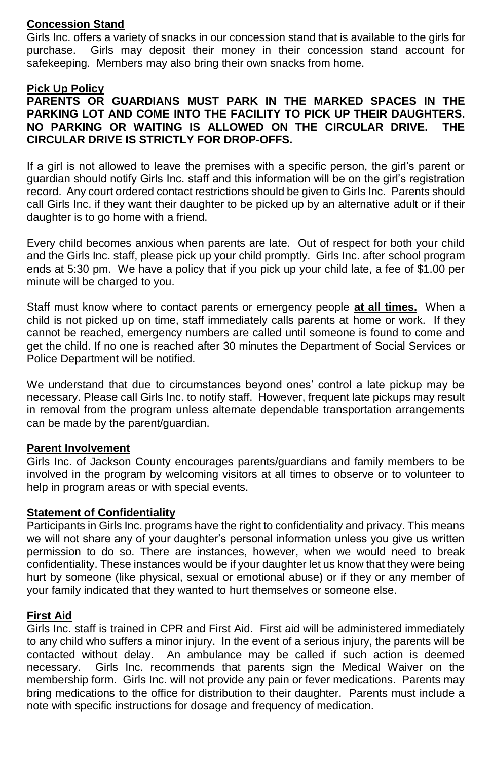**Concession Stand**

Girls Inc. offers a variety of snacks in our concession stand that is available to the girls for purchase. Girls may deposit their money in their concession stand account for safekeeping. Members may also bring their own snacks from home.

**Pick Up Policy**

**PARENTS OR GUARDIANS MUST PARK IN THE MARKED SPACES IN THE PARKING LOT AND COME INTO THE FACILITY TO PICK UP THEIR DAUGHTERS. NO PARKING OR WAITING IS ALLOWED ON THE CIRCULAR DRIVE. THE CIRCULAR DRIVE IS STRICTLY FOR DROP-OFFS.**

If a girl is not allowed to leave the premises with a specific person, the girl's parent or guardian should notify Girls Inc. staff and this information will be on the girl's registration record. Any court ordered contact restrictions should be given to Girls Inc. Parents should call Girls Inc. if they want their daughter to be picked up by an alternative adult or if their daughter is to go home with a friend.

Every child becomes anxious when parents are late. Out of respect for both your child and the Girls Inc. staff, please pick up your child promptly. Girls Inc. after school program ends at 5:30 pm. We have a policy that if you pick up your child late, a fee of $1.00 per minute will be charged to you.

Staff must know where to contact parents or emergency people **at all times.** When a child is not picked up on time, staff immediately calls parents at home or work. If they cannot be reached, emergency numbers are called until someone is found to come and get the child. If no one is reached after 30 minutes the Department of Social Services or Police Department will be notified.

We understand that due to circumstances beyond ones' control a late pickup may be necessary. Please call Girls Inc. to notify staff. However, frequent late pickups may result in removal from the program unless alternate dependable transportation arrangements can be made by the parent/guardian.

**Parent Involvement**

Girls Inc. of Jackson County encourages parents/guardians and family members to be involved in the program by welcoming visitors at all times to observe or to volunteer to help in program areas or with special events.

**Statement of Confidentiality**

Participants in Girls Inc. programs have the right to confidentiality and privacy. This means we will not share any of your daughter's personal information unless you give us written permission to do so. There are instances, however, when we would need to break confidentiality. These instances would be if your daughter let us know that they were being hurt by someone (like physical, sexual or emotional abuse) or if they or any member of your family indicated that they wanted to hurt themselves or someone else.

**First Aid**

Girls Inc. staff is trained in CPR and First Aid. First aid will be administered immediately to any child who suffers a minor injury. In the event of a serious injury, the parents will be contacted without delay. An ambulance may be called if such action is deemed necessary. Girls Inc. recommends that parents sign the Medical Waiver on the membership form. Girls Inc. will not provide any pain or fever medications. Parents may bring medications to the office for distribution to their daughter. Parents must include a note with specific instructions for dosage and frequency of medication.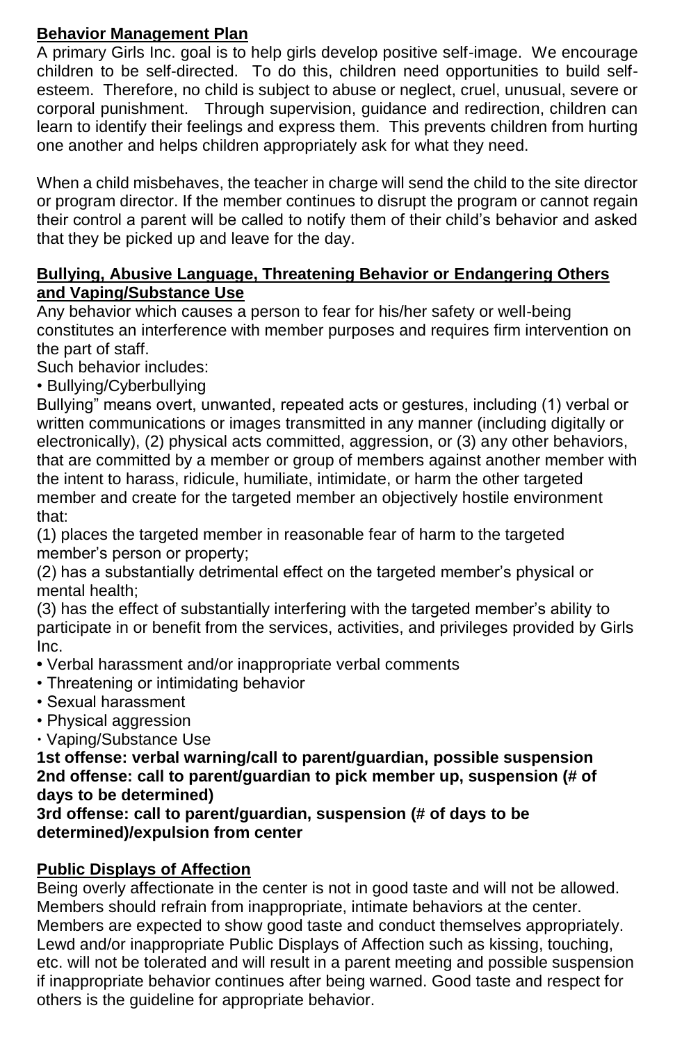**Behavior Management Plan**

A primary Girls Inc. goal is to help girls develop positive self-image. We encourage children to be self-directed. To do this, children need opportunities to build self-esteem. Therefore, no child is subject to abuse or neglect, cruel, unusual, severe or corporal punishment. Through supervision, guidance and redirection, children can learn to identify their feelings and express them. This prevents children from hurting one another and helps children appropriately ask for what they need.

When a child misbehaves, the teacher in charge will send the child to the site director or program director. If the member continues to disrupt the program or cannot regain their control a parent will be called to notify them of their child's behavior and asked that they be picked up and leave for the day.

**Bullying, Abusive Language, Threatening Behavior or Endangering Others and Vaping/Substance Use**

Any behavior which causes a person to fear for his/her safety or well-being constitutes an interference with member purposes and requires firm intervention on the part of staff.

Such behavior includes:

- Bullying/Cyberbullying

Bullying" means overt, unwanted, repeated acts or gestures, including (1) verbal or written communications or images transmitted in any manner (including digitally or electronically), (2) physical acts committed, aggression, or (3) any other behaviors, that are committed by a member or group of members against another member with the intent to harass, ridicule, humiliate, intimidate, or harm the other targeted member and create for the targeted member an objectively hostile environment that:

(1) places the targeted member in reasonable fear of harm to the targeted member's person or property;

(2) has a substantially detrimental effect on the targeted member's physical or mental health;

(3) has the effect of substantially interfering with the targeted member's ability to participate in or benefit from the services, activities, and privileges provided by Girls Inc.

- Verbal harassment and/or inappropriate verbal comments
- Threatening or intimidating behavior
- Sexual harassment
- Physical aggression
- Vaping/Substance Use

**1st offense: verbal warning/call to parent/guardian, possible suspension**
**2nd offense: call to parent/guardian to pick member up, suspension (# of days to be determined)**
**3rd offense: call to parent/guardian, suspension (# of days to be determined)/expulsion from center**

**Public Displays of Affection**

Being overly affectionate in the center is not in good taste and will not be allowed. Members should refrain from inappropriate, intimate behaviors at the center. Members are expected to show good taste and conduct themselves appropriately. Lewd and/or inappropriate Public Displays of Affection such as kissing, touching, etc. will not be tolerated and will result in a parent meeting and possible suspension if inappropriate behavior continues after being warned. Good taste and respect for others is the guideline for appropriate behavior.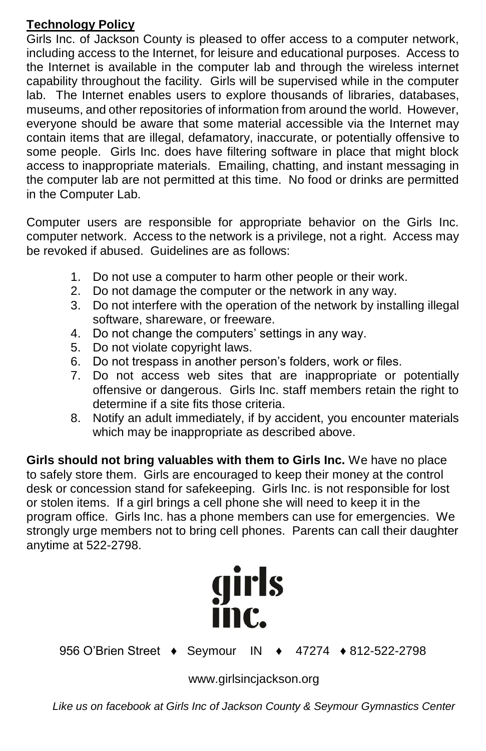**Technology Policy**

Girls Inc. of Jackson County is pleased to offer access to a computer network, including access to the Internet, for leisure and educational purposes. Access to the Internet is available in the computer lab and through the wireless internet capability throughout the facility. Girls will be supervised while in the computer lab. The Internet enables users to explore thousands of libraries, databases, museums, and other repositories of information from around the world. However, everyone should be aware that some material accessible via the Internet may contain items that are illegal, defamatory, inaccurate, or potentially offensive to some people. Girls Inc. does have filtering software in place that might block access to inappropriate materials. Emailing, chatting, and instant messaging in the computer lab are not permitted at this time. No food or drinks are permitted in the Computer Lab.

Computer users are responsible for appropriate behavior on the Girls Inc. computer network. Access to the network is a privilege, not a right. Access may be revoked if abused. Guidelines are as follows:

1. Do not use a computer to harm other people or their work.
2. Do not damage the computer or the network in any way.
3. Do not interfere with the operation of the network by installing illegal software, shareware, or freeware.
4. Do not change the computers' settings in any way.
5. Do not violate copyright laws.
6. Do not trespass in another person's folders, work or files.
7. Do not access web sites that are inappropriate or potentially offensive or dangerous. Girls Inc. staff members retain the right to determine if a site fits those criteria.
8. Notify an adult immediately, if by accident, you encounter materials which may be inappropriate as described above.

**Girls should not bring valuables with them to Girls Inc.** We have no place to safely store them. Girls are encouraged to keep their money at the control desk or concession stand for safekeeping. Girls Inc. is not responsible for lost or stolen items. If a girl brings a cell phone she will need to keep it in the program office. Girls Inc. has a phone members can use for emergencies. We strongly urge members not to bring cell phones. Parents can call their daughter anytime at 522-2798.

girls inc.

956 O'Brien Street ♦ Seymour IN ♦ 47274 ♦ 812-522-2798

www.girlsincjackson.org

*Like us on facebook at Girls Inc of Jackson County & Seymour Gymnastics Center*